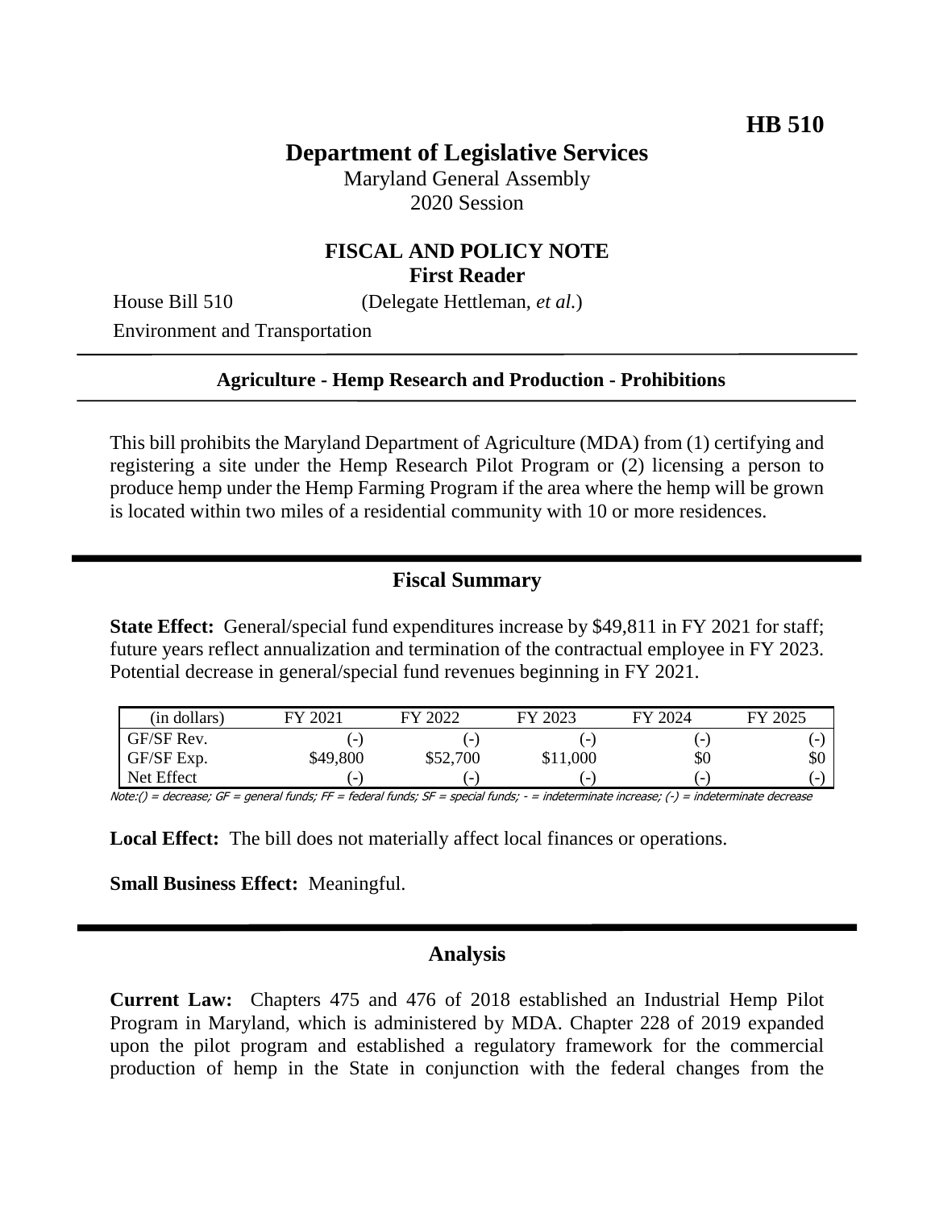HB 510

# Department of Legislative Services

Maryland General Assembly
2020 Session

## FISCAL AND POLICY NOTE
**First Reader**

House Bill 510 (Delegate Hettleman, *et al.*)
Environment and Transportation

**Agriculture - Hemp Research and Production - Prohibitions**

This bill prohibits the Maryland Department of Agriculture (MDA) from (1) certifying and registering a site under the Hemp Research Pilot Program or (2) licensing a person to produce hemp under the Hemp Farming Program if the area where the hemp will be grown is located within two miles of a residential community with 10 or more residences.

## Fiscal Summary

**State Effect:** General/special fund expenditures increase by $49,811 in FY 2021 for staff; future years reflect annualization and termination of the contractual employee in FY 2023. Potential decrease in general/special fund revenues beginning in FY 2021.

| (in dollars) | FY 2021 | FY 2022 | FY 2023 | FY 2024 | FY 2025 |
|---|---|---|---|---|---|
| GF/SF Rev. | (-) | (-) | (-) | (-) | (-) |
| GF/SF Exp. | $49,800 | $52,700 | $11,000 | $0 | $0 |
| Net Effect | (-) | (-) | (-) | (-) | (-) |

Note:() = decrease; GF = general funds; FF = federal funds; SF = special funds; - = indeterminate increase; (-) = indeterminate decrease

**Local Effect:** The bill does not materially affect local finances or operations.

**Small Business Effect:** Meaningful.

## Analysis

**Current Law:** Chapters 475 and 476 of 2018 established an Industrial Hemp Pilot Program in Maryland, which is administered by MDA. Chapter 228 of 2019 expanded upon the pilot program and established a regulatory framework for the commercial production of hemp in the State in conjunction with the federal changes from the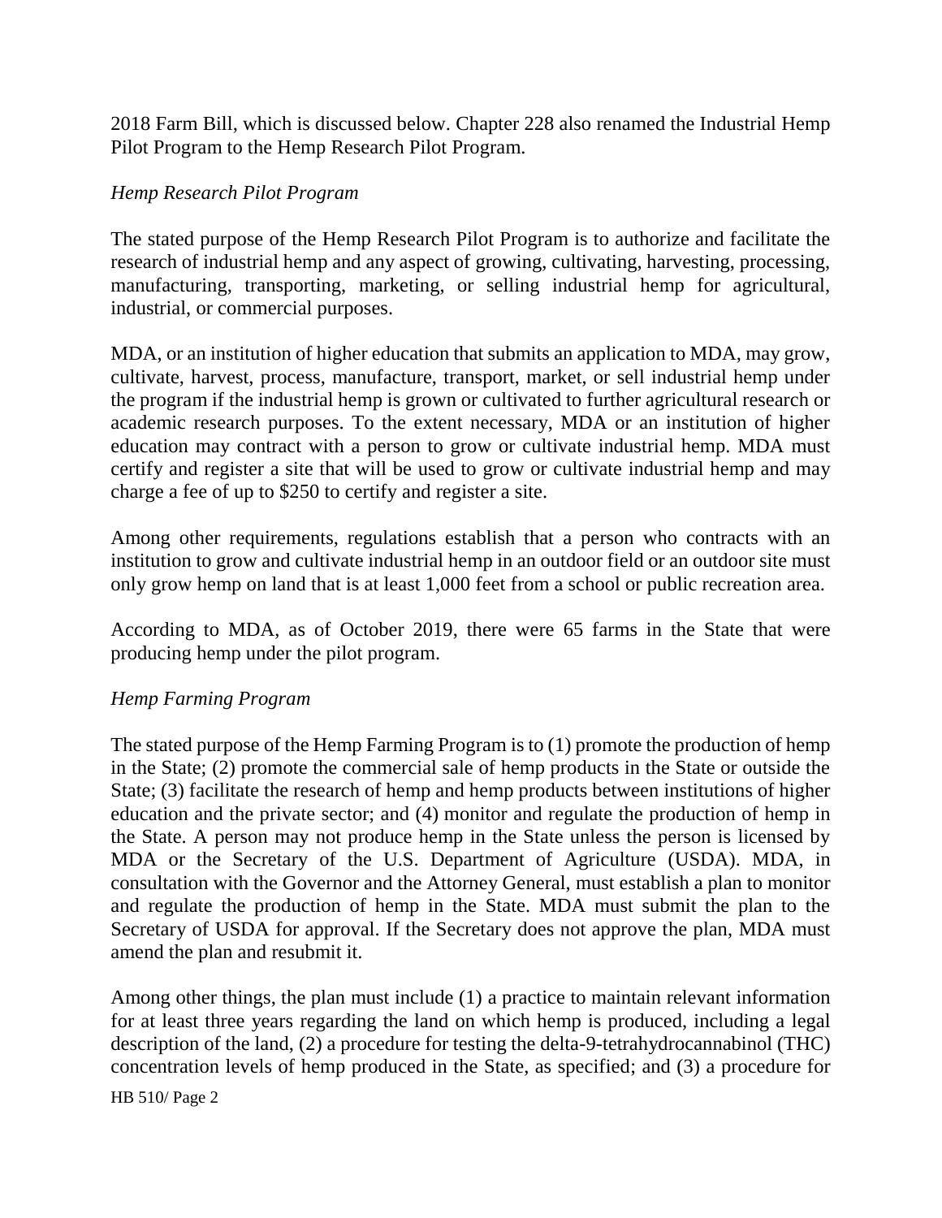2018 Farm Bill, which is discussed below. Chapter 228 also renamed the Industrial Hemp Pilot Program to the Hemp Research Pilot Program.

*Hemp Research Pilot Program*

The stated purpose of the Hemp Research Pilot Program is to authorize and facilitate the research of industrial hemp and any aspect of growing, cultivating, harvesting, processing, manufacturing, transporting, marketing, or selling industrial hemp for agricultural, industrial, or commercial purposes.

MDA, or an institution of higher education that submits an application to MDA, may grow, cultivate, harvest, process, manufacture, transport, market, or sell industrial hemp under the program if the industrial hemp is grown or cultivated to further agricultural research or academic research purposes. To the extent necessary, MDA or an institution of higher education may contract with a person to grow or cultivate industrial hemp. MDA must certify and register a site that will be used to grow or cultivate industrial hemp and may charge a fee of up to $250 to certify and register a site.

Among other requirements, regulations establish that a person who contracts with an institution to grow and cultivate industrial hemp in an outdoor field or an outdoor site must only grow hemp on land that is at least 1,000 feet from a school or public recreation area.

According to MDA, as of October 2019, there were 65 farms in the State that were producing hemp under the pilot program.

*Hemp Farming Program*

The stated purpose of the Hemp Farming Program is to (1) promote the production of hemp in the State; (2) promote the commercial sale of hemp products in the State or outside the State; (3) facilitate the research of hemp and hemp products between institutions of higher education and the private sector; and (4) monitor and regulate the production of hemp in the State. A person may not produce hemp in the State unless the person is licensed by MDA or the Secretary of the U.S. Department of Agriculture (USDA). MDA, in consultation with the Governor and the Attorney General, must establish a plan to monitor and regulate the production of hemp in the State. MDA must submit the plan to the Secretary of USDA for approval. If the Secretary does not approve the plan, MDA must amend the plan and resubmit it.

Among other things, the plan must include (1) a practice to maintain relevant information for at least three years regarding the land on which hemp is produced, including a legal description of the land, (2) a procedure for testing the delta-9-tetrahydrocannabinol (THC) concentration levels of hemp produced in the State, as specified; and (3) a procedure for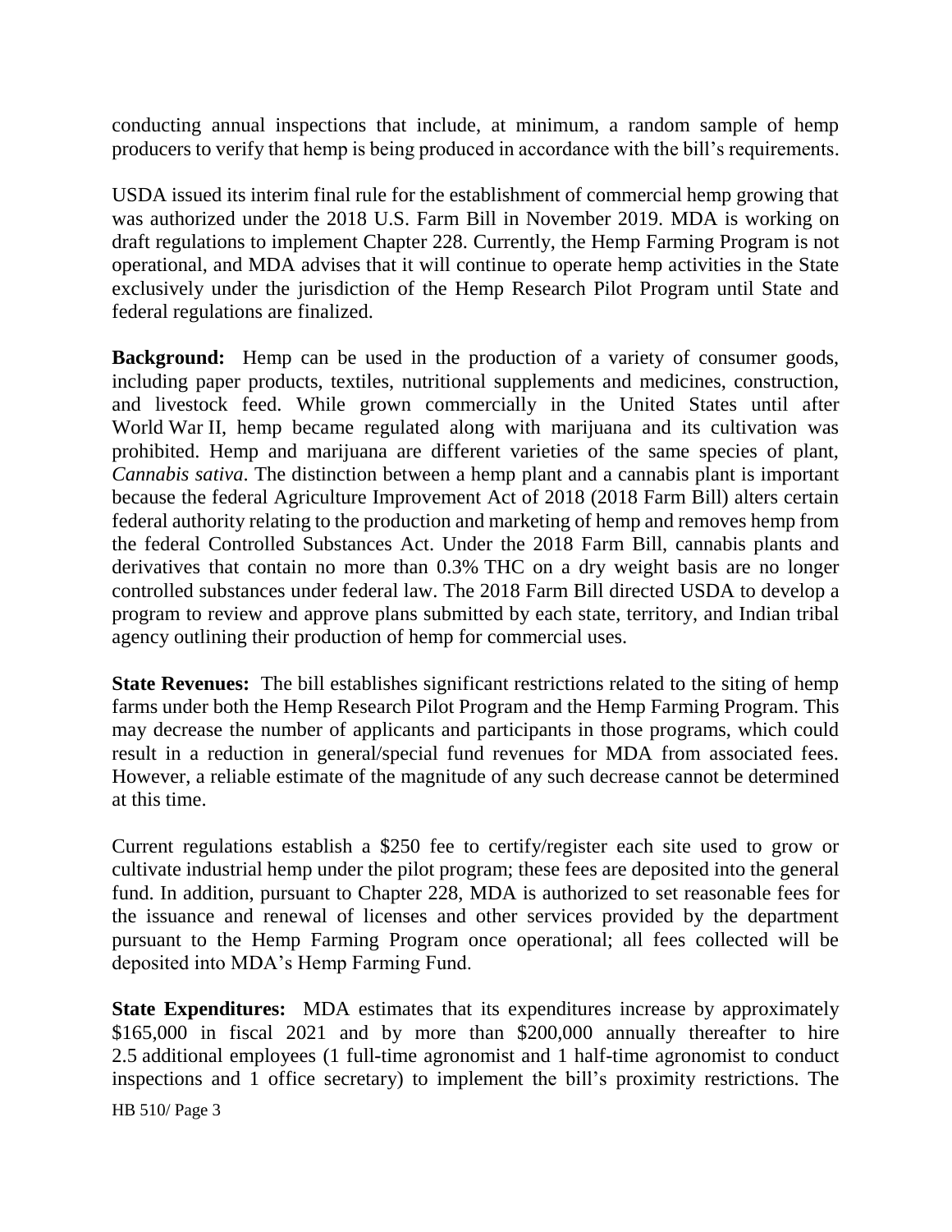conducting annual inspections that include, at minimum, a random sample of hemp producers to verify that hemp is being produced in accordance with the bill's requirements.

USDA issued its interim final rule for the establishment of commercial hemp growing that was authorized under the 2018 U.S. Farm Bill in November 2019. MDA is working on draft regulations to implement Chapter 228. Currently, the Hemp Farming Program is not operational, and MDA advises that it will continue to operate hemp activities in the State exclusively under the jurisdiction of the Hemp Research Pilot Program until State and federal regulations are finalized.

**Background:** Hemp can be used in the production of a variety of consumer goods, including paper products, textiles, nutritional supplements and medicines, construction, and livestock feed. While grown commercially in the United States until after World War II, hemp became regulated along with marijuana and its cultivation was prohibited. Hemp and marijuana are different varieties of the same species of plant, *Cannabis sativa*. The distinction between a hemp plant and a cannabis plant is important because the federal Agriculture Improvement Act of 2018 (2018 Farm Bill) alters certain federal authority relating to the production and marketing of hemp and removes hemp from the federal Controlled Substances Act. Under the 2018 Farm Bill, cannabis plants and derivatives that contain no more than 0.3% THC on a dry weight basis are no longer controlled substances under federal law. The 2018 Farm Bill directed USDA to develop a program to review and approve plans submitted by each state, territory, and Indian tribal agency outlining their production of hemp for commercial uses.

**State Revenues:** The bill establishes significant restrictions related to the siting of hemp farms under both the Hemp Research Pilot Program and the Hemp Farming Program. This may decrease the number of applicants and participants in those programs, which could result in a reduction in general/special fund revenues for MDA from associated fees. However, a reliable estimate of the magnitude of any such decrease cannot be determined at this time.

Current regulations establish a $250 fee to certify/register each site used to grow or cultivate industrial hemp under the pilot program; these fees are deposited into the general fund. In addition, pursuant to Chapter 228, MDA is authorized to set reasonable fees for the issuance and renewal of licenses and other services provided by the department pursuant to the Hemp Farming Program once operational; all fees collected will be deposited into MDA's Hemp Farming Fund.

**State Expenditures:** MDA estimates that its expenditures increase by approximately $165,000 in fiscal 2021 and by more than $200,000 annually thereafter to hire 2.5 additional employees (1 full-time agronomist and 1 half-time agronomist to conduct inspections and 1 office secretary) to implement the bill's proximity restrictions. The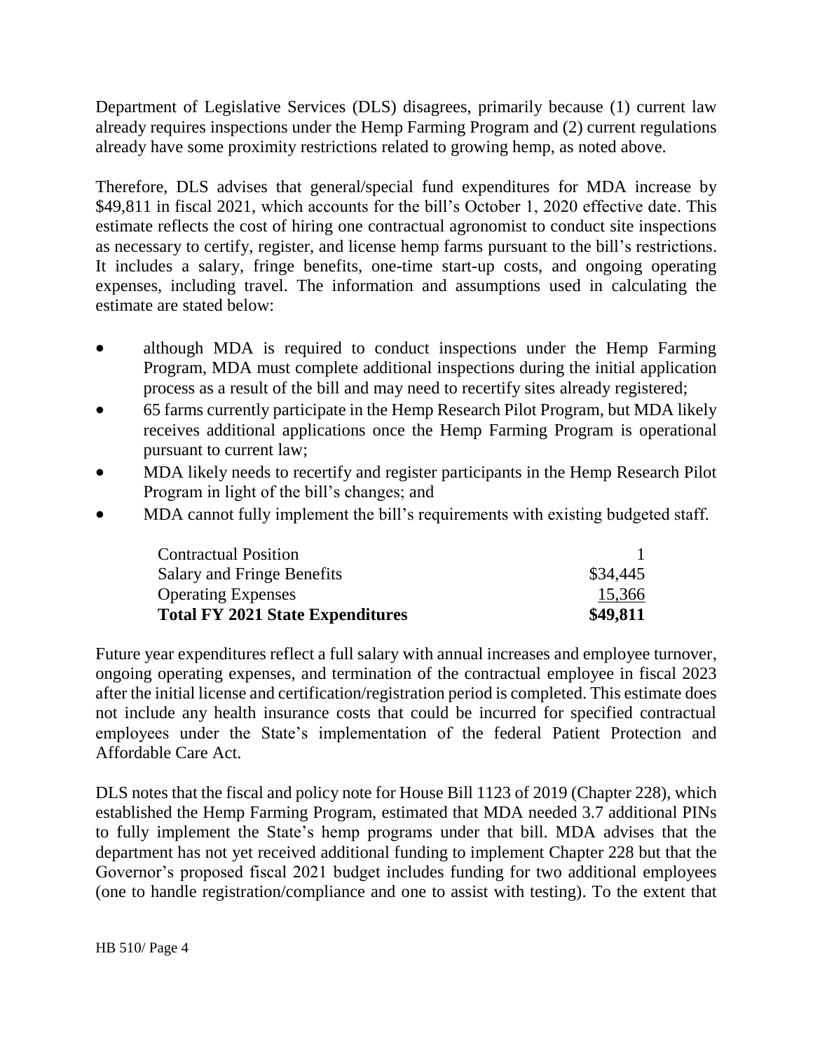Department of Legislative Services (DLS) disagrees, primarily because (1) current law already requires inspections under the Hemp Farming Program and (2) current regulations already have some proximity restrictions related to growing hemp, as noted above.

Therefore, DLS advises that general/special fund expenditures for MDA increase by $49,811 in fiscal 2021, which accounts for the bill's October 1, 2020 effective date. This estimate reflects the cost of hiring one contractual agronomist to conduct site inspections as necessary to certify, register, and license hemp farms pursuant to the bill's restrictions. It includes a salary, fringe benefits, one-time start-up costs, and ongoing operating expenses, including travel. The information and assumptions used in calculating the estimate are stated below:

- although MDA is required to conduct inspections under the Hemp Farming Program, MDA must complete additional inspections during the initial application process as a result of the bill and may need to recertify sites already registered;
- 65 farms currently participate in the Hemp Research Pilot Program, but MDA likely receives additional applications once the Hemp Farming Program is operational pursuant to current law;
- MDA likely needs to recertify and register participants in the Hemp Research Pilot Program in light of the bill's changes; and
- MDA cannot fully implement the bill's requirements with existing budgeted staff.

| | |
|---|---:|
| Contractual Position | 1 |
| Salary and Fringe Benefits | $34,445 |
| Operating Expenses | 15,366 |
| **Total FY 2021 State Expenditures** | **$49,811** |

Future year expenditures reflect a full salary with annual increases and employee turnover, ongoing operating expenses, and termination of the contractual employee in fiscal 2023 after the initial license and certification/registration period is completed. This estimate does not include any health insurance costs that could be incurred for specified contractual employees under the State's implementation of the federal Patient Protection and Affordable Care Act.

DLS notes that the fiscal and policy note for House Bill 1123 of 2019 (Chapter 228), which established the Hemp Farming Program, estimated that MDA needed 3.7 additional PINs to fully implement the State's hemp programs under that bill. MDA advises that the department has not yet received additional funding to implement Chapter 228 but that the Governor's proposed fiscal 2021 budget includes funding for two additional employees (one to handle registration/compliance and one to assist with testing). To the extent that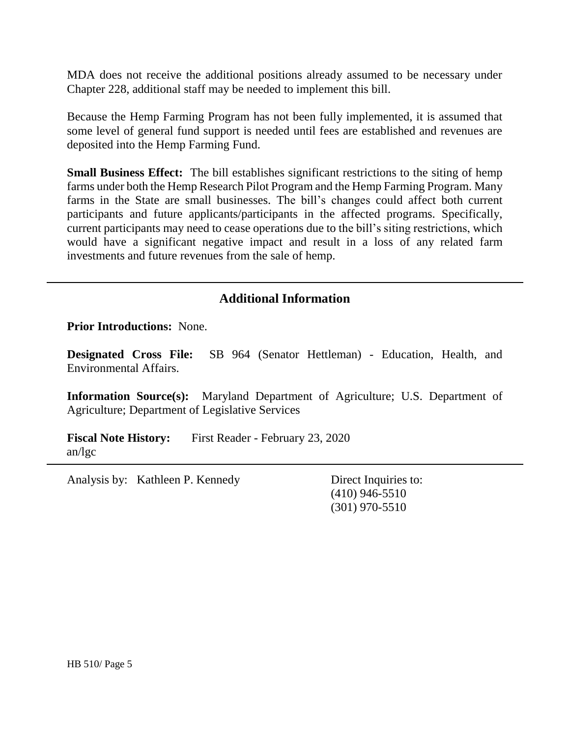MDA does not receive the additional positions already assumed to be necessary under Chapter 228, additional staff may be needed to implement this bill.

Because the Hemp Farming Program has not been fully implemented, it is assumed that some level of general fund support is needed until fees are established and revenues are deposited into the Hemp Farming Fund.

**Small Business Effect:** The bill establishes significant restrictions to the siting of hemp farms under both the Hemp Research Pilot Program and the Hemp Farming Program. Many farms in the State are small businesses. The bill's changes could affect both current participants and future applicants/participants in the affected programs. Specifically, current participants may need to cease operations due to the bill's siting restrictions, which would have a significant negative impact and result in a loss of any related farm investments and future revenues from the sale of hemp.

## Additional Information

**Prior Introductions:** None.

**Designated Cross File:** SB 964 (Senator Hettleman) - Education, Health, and Environmental Affairs.

**Information Source(s):** Maryland Department of Agriculture; U.S. Department of Agriculture; Department of Legislative Services

**Fiscal Note History:** First Reader - February 23, 2020
an/lgc

Analysis by: Kathleen P. Kennedy

Direct Inquiries to:
(410) 946-5510
(301) 970-5510